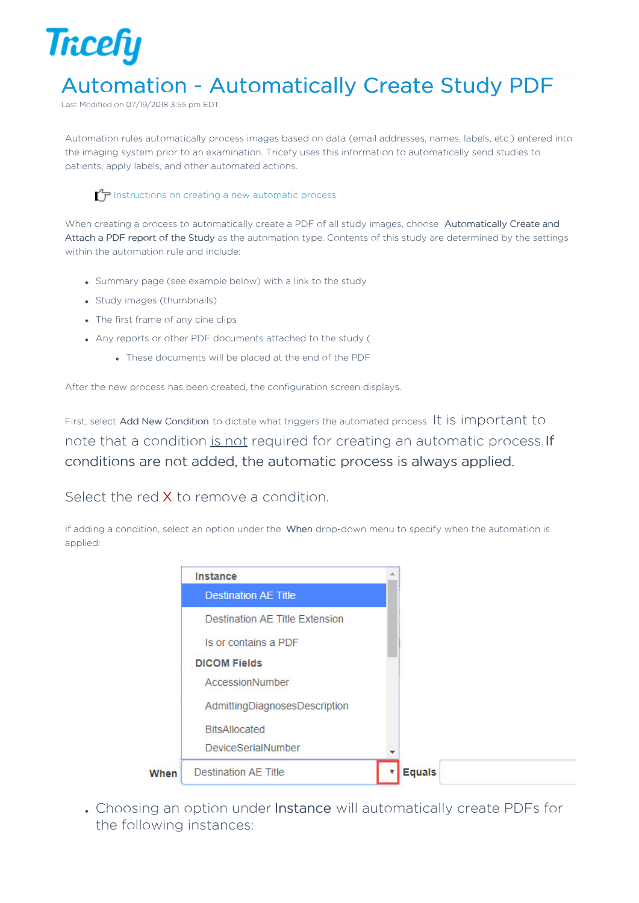# Automation - Automatically Create Study PDF

Last Modified on 07/19/2018 3:55 pm EDT

Automation rules automatically process images based on data (email addresses, names, labels, etc.) entered into the imaging system prior to an examination. Tricefy uses this information to automatically send studies to patients, apply labels, and other automated actions.

Instructions on creating a new automatic process .

When creating a process to automatically create a PDF of all study images, choose **Automatically Create and Attach a PDF report of the Study** as the automation type. Contents of this study are determined by the settings within the automation rule and include:

- Summary page (see example below) with a link to the study
- Study images (thumbnails)
- The first frame of any cine clips
- Any reports or other PDF documents attached to the study (
  - These documents will be placed at the end of the PDF

After the new process has been created, the configuration screen displays.

First, select **Add New Condition** to dictate what triggers the automated process. It is important to note that a condition is not required for creating an automatic process. If conditions are not added, the automatic process is always applied.

Select the red X to remove a condition.

If adding a condition, select an option under the **When** drop-down menu to specify when the automation is applied:

- Choosing an option under **Instance** will automatically create PDFs for the following instances: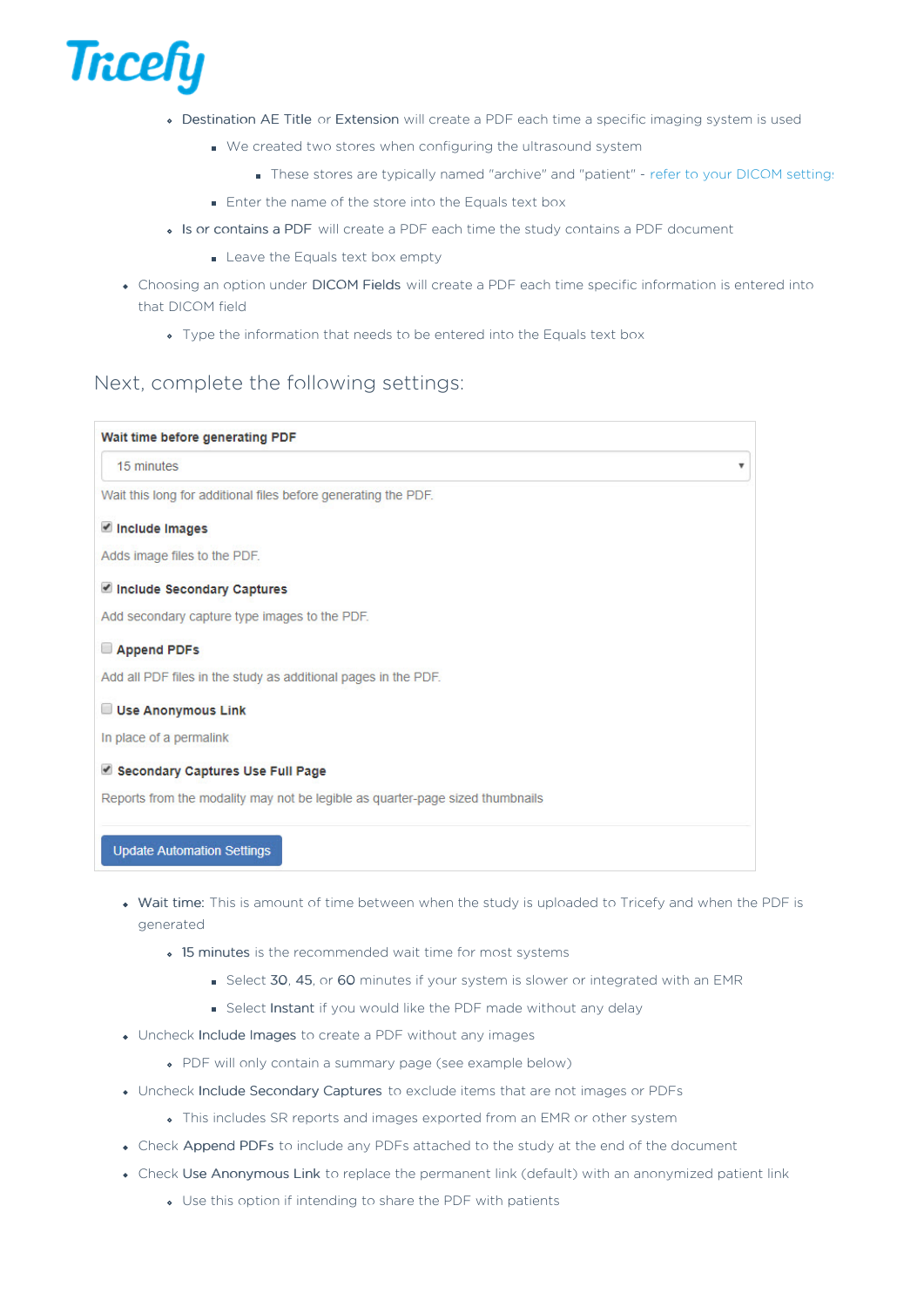- Destination AE Title or Extension will create a PDF each time a specific imaging system is used
    - We created two stores when configuring the ultrasound system
        - These stores are typically named "archive" and "patient" - refer to your DICOM settings
    - Enter the name of the store into the Equals text box
- Is or contains a PDF will create a PDF each time the study contains a PDF document
    - Leave the Equals text box empty
- Choosing an option under DICOM Fields will create a PDF each time specific information is entered into that DICOM field
    - Type the information that needs to be entered into the Equals text box

## Next, complete the following settings:

**Wait time before generating PDF**

15 minutes

Wait this long for additional files before generating the PDF.

- [x] **Include Images**

Adds image files to the PDF.

- [x] **Include Secondary Captures**

Add secondary capture type images to the PDF.

- [ ] **Append PDFs**

Add all PDF files in the study as additional pages in the PDF.

- [ ] **Use Anonymous Link**

In place of a permalink

- [x] **Secondary Captures Use Full Page**

Reports from the modality may not be legible as quarter-page sized thumbnails

Update Automation Settings

- Wait time: This is amount of time between when the study is uploaded to Tricefy and when the PDF is generated
    - 15 minutes is the recommended wait time for most systems
        - Select 30, 45, or 60 minutes if your system is slower or integrated with an EMR
        - Select Instant if you would like the PDF made without any delay
- Uncheck Include Images to create a PDF without any images
    - PDF will only contain a summary page (see example below)
- Uncheck Include Secondary Captures to exclude items that are not images or PDFs
    - This includes SR reports and images exported from an EMR or other system
- Check Append PDFs to include any PDFs attached to the study at the end of the document
- Check Use Anonymous Link to replace the permanent link (default) with an anonymized patient link
    - Use this option if intending to share the PDF with patients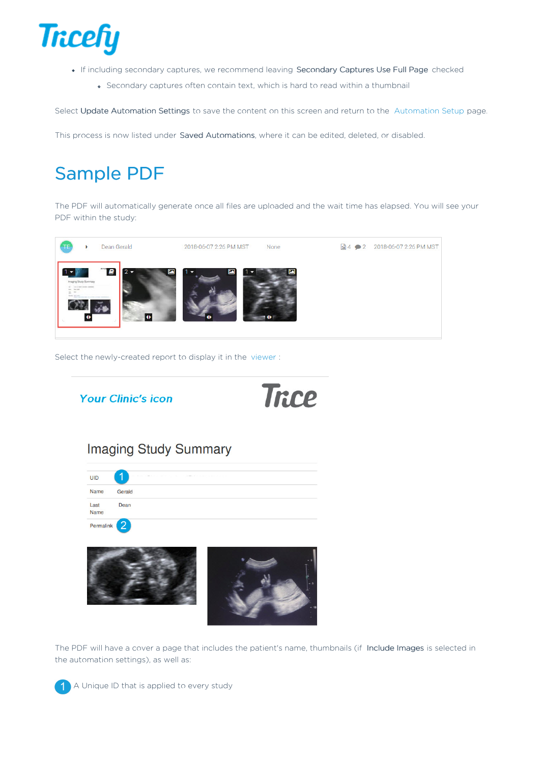- If including secondary captures, we recommend leaving **Secondary Captures Use Full Page** checked
  - Secondary captures often contain text, which is hard to read within a thumbnail

Select **Update Automation Settings** to save the content on this screen and return to the Automation Setup page.

This process is now listed under **Saved Automations**, where it can be edited, deleted, or disabled.

# Sample PDF

The PDF will automatically generate once all files are uploaded and the wait time has elapsed. You will see your PDF within the study:

Select the newly-created report to display it in the viewer :

The PDF will have a cover a page that includes the patient's name, thumbnails (if **Include Images** is selected in the automation settings), as well as:

1. A Unique ID that is applied to every study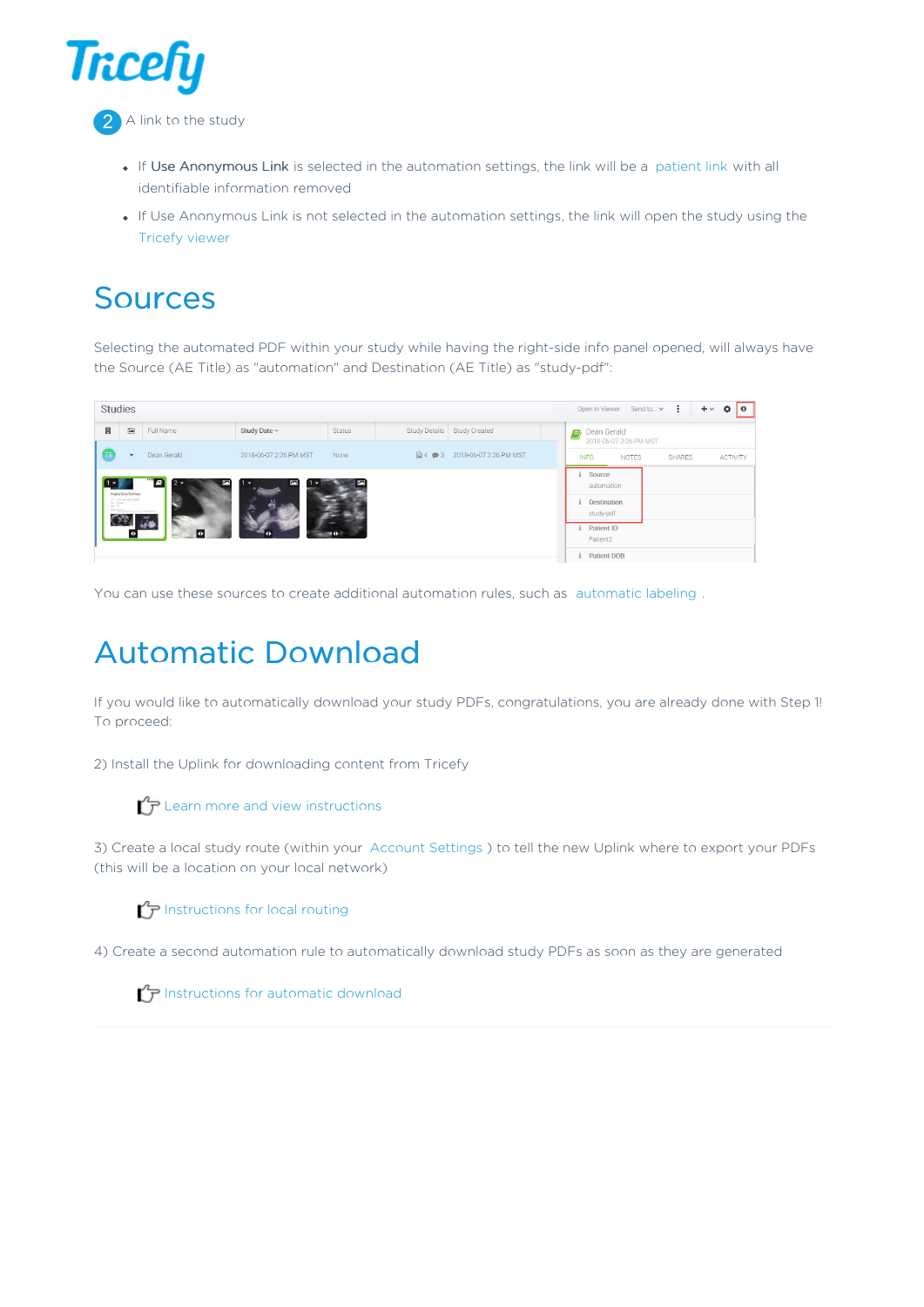2 A link to the study

- If **Use Anonymous Link** is selected in the automation settings, the link will be a patient link with all identifiable information removed
- If Use Anonymous Link is not selected in the automation settings, the link will open the study using the Tricefy viewer

# Sources

Selecting the automated PDF within your study while having the right-side info panel opened, will always have the Source (AE Title) as "automation" and Destination (AE Title) as "study-pdf":

You can use these sources to create additional automation rules, such as automatic labeling .

# Automatic Download

If you would like to automatically download your study PDFs, congratulations, you are already done with Step 1! To proceed:

2) Install the Uplink for downloading content from Tricefy

Learn more and view instructions

3) Create a local study route (within your Account Settings ) to tell the new Uplink where to export your PDFs (this will be a location on your local network)

Instructions for local routing

4) Create a second automation rule to automatically download study PDFs as soon as they are generated

Instructions for automatic download